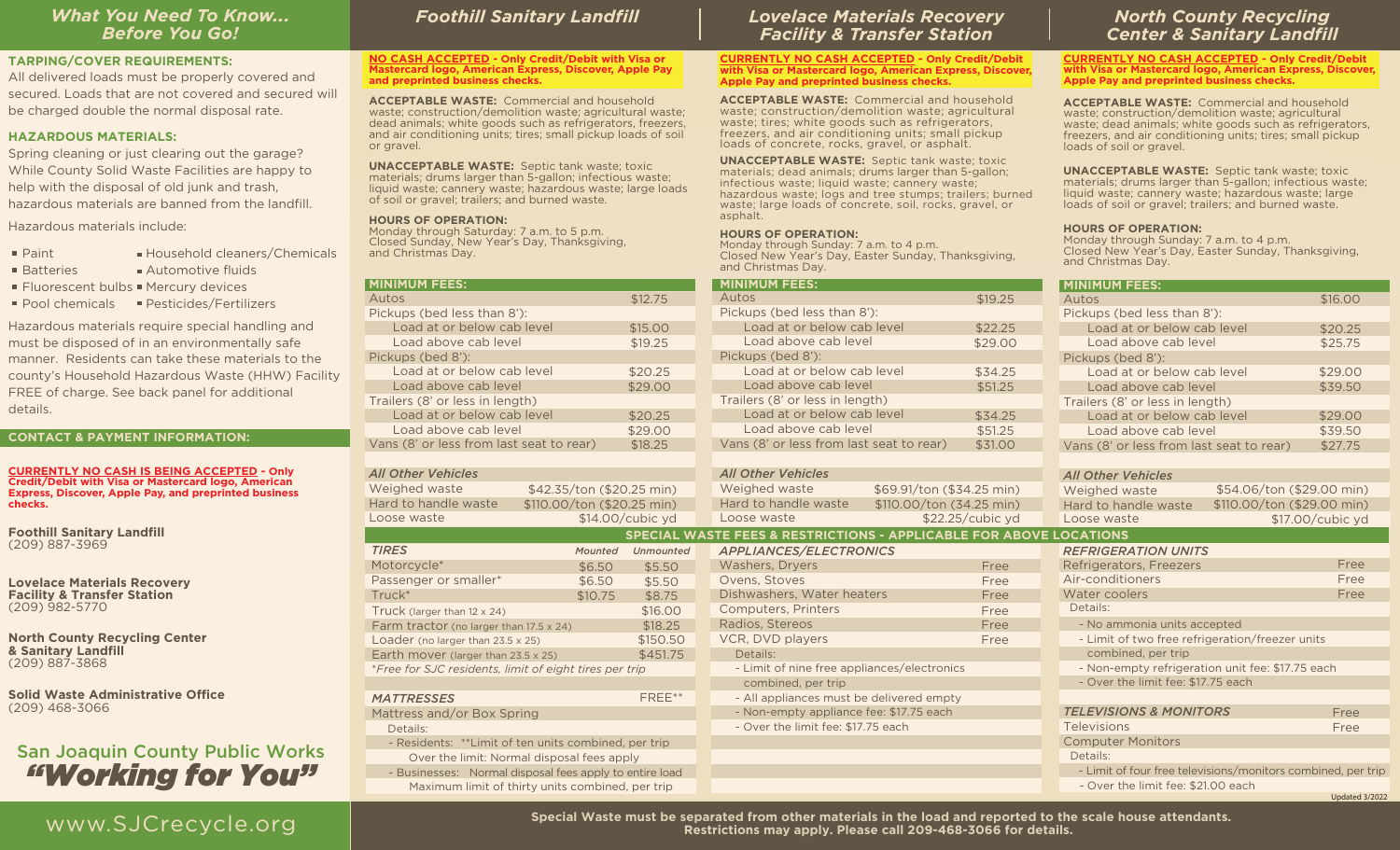## What You Need To Know... Before You Go!

### TARPING/COVER REQUIREMENTS:

All delivered loads must be properly covered and secured. Loads that are not covered and secured will be charged double the normal disposal rate.

### HAZARDOUS MATERIALS:

Spring cleaning or just clearing out the garage? While County Solid Waste Facilities are happy to help with the disposal of old junk and trash, hazardous materials are banned from the landfill.

Hazardous materials include:

- Paint
- Batteries
- Fluorescent bulbs
- Pool chemicals
- Household cleaners/Chemicals
- Automotive fluids
- Mercury devices
- Pesticides/Fertilizers

Hazardous materials require special handling and must be disposed of in an environmentally safe manner. Residents can take these materials to the county's Household Hazardous Waste (HHW) Facility FREE of charge. See back panel for additional details.

### CONTACT & PAYMENT INFORMATION:

**CURRENTLY NO CASH IS BEING ACCEPTED - Only Credit/Debit with Visa or Mastercard logo, American Express, Discover, Apple Pay, and preprinted business checks.**

**Foothill Sanitary Landfill**
(209) 887-3969

**Lovelace Materials Recovery Facility & Transfer Station**
(209) 982-5770

**North County Recycling Center & Sanitary Landfill**
(209) 887-3868

**Solid Waste Administrative Office**
(209) 468-3066

San Joaquin County Public Works
*"Working for You"*

www.SJCrecycle.org

## Foothill Sanitary Landfill

**NO CASH ACCEPTED - Only Credit/Debit with Visa or Mastercard logo, American Express, Discover, Apple Pay and preprinted business checks.**

**ACCEPTABLE WASTE:** Commercial and household waste; construction/demolition waste; agricultural waste; dead animals; white goods such as refrigerators, freezers, and air conditioning units; tires; small pickup loads of soil or gravel.

**UNACCEPTABLE WASTE:** Septic tank waste; toxic materials; drums larger than 5-gallon; infectious waste; liquid waste; cannery waste; hazardous waste; large loads of soil or gravel; trailers; and burned waste.

**HOURS OF OPERATION:**
Monday through Saturday: 7 a.m. to 5 p.m.
Closed Sunday, New Year's Day, Thanksgiving, and Christmas Day.

| MINIMUM FEES: | |
|---|---|
| Autos | $12.75 |
| Pickups (bed less than 8'): | |
| Load at or below cab level | $15.00 |
| Load above cab level | $19.25 |
| Pickups (bed 8'): | |
| Load at or below cab level | $20.25 |
| Load above cab level | $29.00 |
| Trailers (8' or less in length) | |
| Load at or below cab level | $20.25 |
| Load above cab level | $29.00 |
| Vans (8' or less from last seat to rear) | $18.25 |
| *All Other Vehicles* | |
| Weighed waste | $42.35/ton ($20.25 min) |
| Hard to handle waste | $110.00/ton ($20.25 min) |
| Loose waste | $14.00/cubic yd |

## Lovelace Materials Recovery Facility & Transfer Station

**CURRENTLY NO CASH ACCEPTED - Only Credit/Debit with Visa or Mastercard logo, American Express, Discover, Apple Pay and preprinted business checks.**

**ACCEPTABLE WASTE:** Commercial and household waste; construction/demolition waste; agricultural waste; tires; white goods such as refrigerators, freezers, and air conditioning units; small pickup loads of concrete, rocks, gravel, or asphalt.

**UNACCEPTABLE WASTE:** Septic tank waste; toxic materials; dead animals; drums larger than 5-gallon; infectious waste; liquid waste; cannery waste; hazardous waste; logs and tree stumps; trailers; burned waste; large loads of concrete, soil, rocks, gravel, or asphalt.

**HOURS OF OPERATION:**
Monday through Sunday: 7 a.m. to 4 p.m.
Closed New Year's Day, Easter Sunday, Thanksgiving, and Christmas Day.

| MINIMUM FEES: | |
|---|---|
| Autos | $19.25 |
| Pickups (bed less than 8'): | |
| Load at or below cab level | $22.25 |
| Load above cab level | $29.00 |
| Pickups (bed 8'): | |
| Load at or below cab level | $34.25 |
| Load above cab level | $51.25 |
| Trailers (8' or less in length) | |
| Load at or below cab level | $34.25 |
| Load above cab level | $51.25 |
| Vans (8' or less from last seat to rear) | $31.00 |
| *All Other Vehicles* | |
| Weighed waste | $69.91/ton ($34.25 min) |
| Hard to handle waste | $110.00/ton ($34.25 min) |
| Loose waste | $22.25/cubic yd |

## North County Recycling Center & Sanitary Landfill

**CURRENTLY NO CASH ACCEPTED - Only Credit/Debit with Visa or Mastercard logo, American Express, Discover, Apple Pay and preprinted business checks.**

**ACCEPTABLE WASTE:** Commercial and household waste; construction/demolition waste; agricultural waste; dead animals; white goods such as refrigerators, freezers, and air conditioning units; tires; small pickup loads of soil or gravel.

**UNACCEPTABLE WASTE:** Septic tank waste; toxic materials; drums larger than 5-gallon; infectious waste; liquid waste; cannery waste; hazardous waste; large loads of soil or gravel; trailers; and burned waste.

**HOURS OF OPERATION:**
Monday through Sunday: 7 a.m. to 4 p.m.
Closed New Year's Day, Easter Sunday, Thanksgiving, and Christmas Day.

| MINIMUM FEES: | |
|---|---|
| Autos | $16.00 |
| Pickups (bed less than 8'): | |
| Load at or below cab level | $20.25 |
| Load above cab level | $25.75 |
| Pickups (bed 8'): | |
| Load at or below cab level | $29.00 |
| Load above cab level | $39.50 |
| Trailers (8' or less in length) | |
| Load at or below cab level | $29.00 |
| Load above cab level | $39.50 |
| Vans (8' or less from last seat to rear) | $27.75 |
| *All Other Vehicles* | |
| Weighed waste | $54.06/ton ($29.00 min) |
| Hard to handle waste | $110.00/ton ($29.00 min) |
| Loose waste | $17.00/cubic yd |

## SPECIAL WASTE FEES & RESTRICTIONS - APPLICABLE FOR ABOVE LOCATIONS

| *TIRES* | *Mounted* | *Unmounted* |
|---|---|---|
| Motorcycle* | $6.50 | $5.50 |
| Passenger or smaller* | $6.50 | $5.50 |
| Truck* | $10.75 | $8.75 |
| Truck (larger than 12 x 24) | | $16.00 |
| Farm tractor (no larger than 17.5 x 24) | | $18.25 |
| Loader (no larger than 23.5 x 25) | | $150.50 |
| Earth mover (larger than 23.5 x 25) | | $451.75 |

*Free for SJC residents, limit of eight tires per trip

| *MATTRESSES* | FREE** |
|---|---|
| Mattress and/or Box Spring | |

Details:
- Residents: **Limit of ten units combined, per trip. Over the limit: Normal disposal fees apply
- Businesses: Normal disposal fees apply to entire load. Maximum limit of thirty units combined, per trip

| *APPLIANCES/ELECTRONICS* | |
|---|---|
| Washers, Dryers | Free |
| Ovens, Stoves | Free |
| Dishwashers, Water heaters | Free |
| Computers, Printers | Free |
| Radios, Stereos | Free |
| VCR, DVD players | Free |

Details:
- Limit of nine free appliances/electronics combined, per trip
- All appliances must be delivered empty
- Non-empty appliance fee: $17.75 each
- Over the limit fee: $17.75 each

| *REFRIGERATION UNITS* | |
|---|---|
| Refrigerators, Freezers | Free |
| Air-conditioners | Free |
| Water coolers | Free |

Details:
- No ammonia units accepted
- Limit of two free refrigeration/freezer units combined, per trip
- Non-empty refrigeration unit fee: $17.75 each
- Over the limit fee: $17.75 each

| *TELEVISIONS & MONITORS* | Free |
|---|---|
| Televisions | Free |
| Computer Monitors | |

Details:
- Limit of four free televisions/monitors combined, per trip
- Over the limit fee: $21.00 each

Updated 3/2022

**Special Waste must be separated from other materials in the load and reported to the scale house attendants. Restrictions may apply. Please call 209-468-3066 for details.**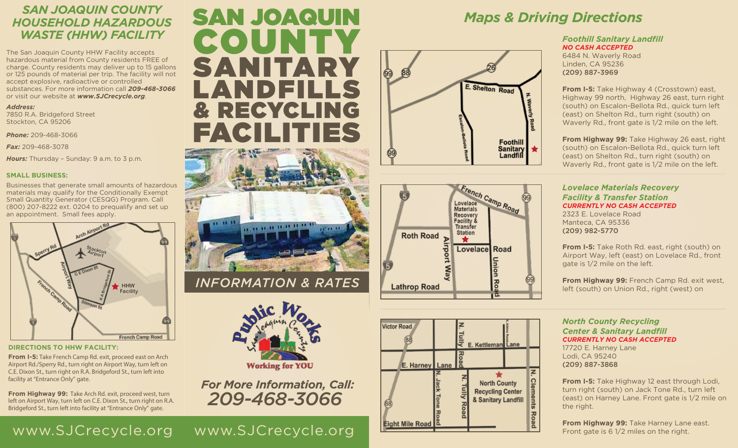## SAN JOAQUIN COUNTY HOUSEHOLD HAZARDOUS WASTE (HHW) FACILITY

The San Joaquin County HHW Facility accepts hazardous material from County residents FREE of charge. County residents may deliver up to 15 gallons or 125 pounds of material per trip. The facility will not accept explosive, radioactive or controlled substances. For more information call ***209-468-3066*** or visit our website at ***www.SJCrecycle.org***.

***Address:***
7850 R.A. Bridgeford Street
Stockton, CA 95206

***Phone:*** 209-468-3066

***Fax:*** 209-468-3078

***Hours:*** Thursday – Sunday: 9 a.m. to 3 p.m.

**SMALL BUSINESS:**

Businesses that generate small amounts of hazardous materials may qualify for the Conditionally Exempt Small Quantity Generator (CESQG) Program. Call (800) 207-8222 ext. 0204 to prequalify and set up an appointment. Small fees apply.

Arch Airport Rd
Sperry Rd
Stockton Airport
C E Dixon St
Airport Way
R A Bridgeford St
HHW Facility
French Camp Road
Stimson St
5
99

**DIRECTIONS TO HHW FACILITY:**

**From I-5:** Take French Camp Rd. exit, proceed east on Arch Airport Rd./Sperry Rd., turn right on Airport Way, turn left on C.E. Dixon St., turn right on R.A. Bridgeford St., turn left into facility at "Entrance Only" gate.

**From Highway 99:** Take Arch Rd. exit, proceed west, turn left on Airport Way, turn left on C.E. Dixon St., turn right on R.A. Bridgeford St., turn left into facility at "Entrance Only" gate.

www.SJCrecycle.org

# SAN JOAQUIN COUNTY SANITARY LANDFILLS & RECYCLING FACILITIES

## *INFORMATION & RATES*

Public Works
San Joaquin County
Working for YOU

***For More Information, Call:***
***209-468-3066***

www.SJCrecycle.org

## *Maps & Driving Directions*

99
88
26
E. Shelton Road
Escalon-Bellota Road
N. Waverly Road
Foothill Sanitary Landfill
99

### *Foothill Sanitary Landfill*

***NO CASH ACCEPTED***
6484 N. Waverly Road
Linden, CA 95236
**(209) 887-3969**

**From I-5:** Take Highway 4 (Crosstown) east, Highway 99 north, Highway 26 east, turn right (south) on Escalon-Bellota Rd., quick turn left (east) on Shelton Rd., turn right (south) on Waverly Rd., front gate is 1/2 mile on the left.

**From Highway 99:** Take Highway 26 east, right (south) on Escalon-Bellota Rd., quick turn left (east) on Shelton Rd., turn right (south) on Waverly Rd., front gate is 1/2 mile on the left.

5
French Camp Road
99
Lovelace Materials Recovery Facility & Transfer Station
Roth Road
Airport Way
Lovelace Road
Union Road
5
99
Lathrop Road

### *Lovelace Materials Recovery Facility & Transfer Station*

***CURRENTLY NO CASH ACCEPTED***
2323 E. Lovelace Road
Manteca, CA 95336
**(209) 982-5770**

**From I-5:** Take Roth Rd. east, right (south) on Airport Way, left (east) on Lovelace Rd., front gate is 1/2 mile on the left.

**From Highway 99:** French Camp Rd. exit west, left (south) on Union Rd., right (west) on

Victor Road
88
N. Tully Road
N. Alpine Road
E. Kettleman Lane
E. Harney Lane
N. Jack Tone Road
N. Tully Road
North County Recycling Center & Sanitary Landfill
N. Clements Road
88
Eight Mile Road

### *North County Recycling Center & Sanitary Landfill*

***CURRENTLY NO CASH ACCEPTED***
17720 E. Harney Lane
Lodi, CA 95240
**(209) 887-3868**

**From I-5:** Take Highway 12 east through Lodi, turn right (south) on Jack Tone Rd., turn left (east) on Harney Lane. Front gate is 1/2 mile on the right.

**From Highway 99:** Take Harney Lane east. Front gate is 6 1/2 miles on the right.